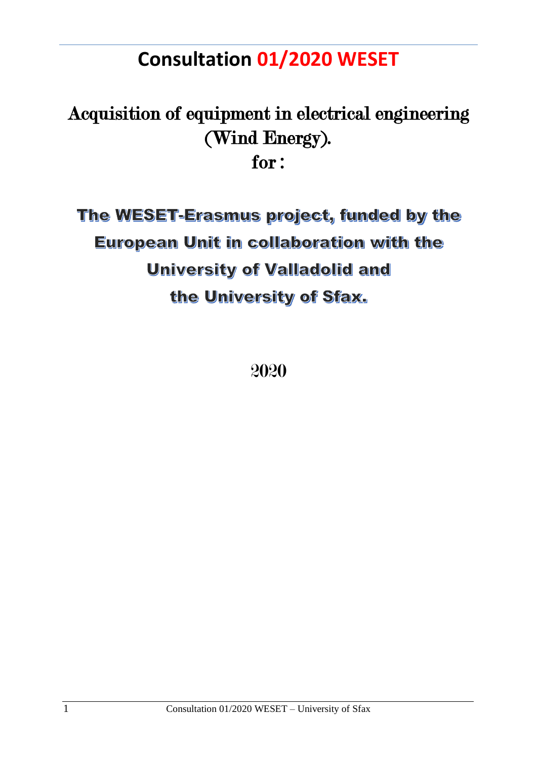# Consultation 01/2020 WESET

## Acquisition of equipment in electrical engineering (Wind Energy). for :

**The WESET-Erasmus project, funded by the European Unit in collaboration with the University of Valladolid and the University of Sfax.**

2020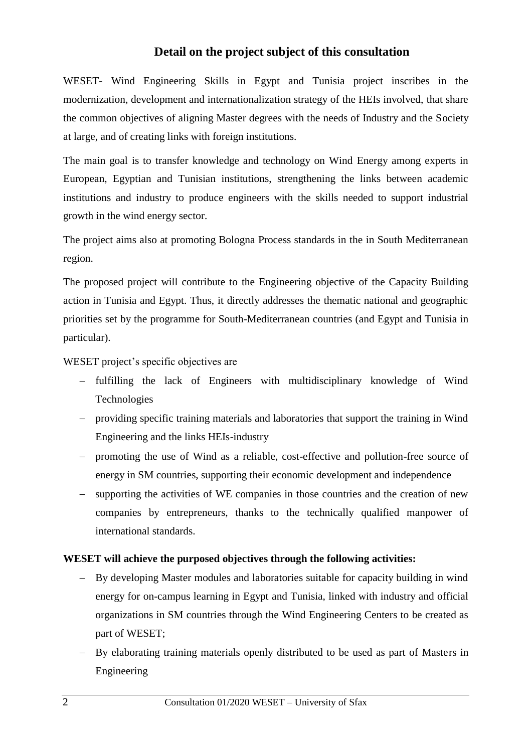## Detail on the project subject of this consultation

WESET- Wind Engineering Skills in Egypt and Tunisia project inscribes in the modernization, development and internationalization strategy of the HEIs involved, that share the common objectives of aligning Master degrees with the needs of Industry and the Society at large, and of creating links with foreign institutions.

The main goal is to transfer knowledge and technology on Wind Energy among experts in European, Egyptian and Tunisian institutions, strengthening the links between academic institutions and industry to produce engineers with the skills needed to support industrial growth in the wind energy sector.

The project aims also at promoting Bologna Process standards in the in South Mediterranean region.

The proposed project will contribute to the Engineering objective of the Capacity Building action in Tunisia and Egypt. Thus, it directly addresses the thematic national and geographic priorities set by the programme for South-Mediterranean countries (and Egypt and Tunisia in particular).

WESET project's specific objectives are

- fulfilling the lack of Engineers with multidisciplinary knowledge of Wind Technologies
- providing specific training materials and laboratories that support the training in Wind Engineering and the links HEIs-industry
- promoting the use of Wind as a reliable, cost-effective and pollution-free source of energy in SM countries, supporting their economic development and independence
- supporting the activities of WE companies in those countries and the creation of new companies by entrepreneurs, thanks to the technically qualified manpower of international standards.

**WESET will achieve the purposed objectives through the following activities:**

- By developing Master modules and laboratories suitable for capacity building in wind energy for on-campus learning in Egypt and Tunisia, linked with industry and official organizations in SM countries through the Wind Engineering Centers to be created as part of WESET;
- By elaborating training materials openly distributed to be used as part of Masters in Engineering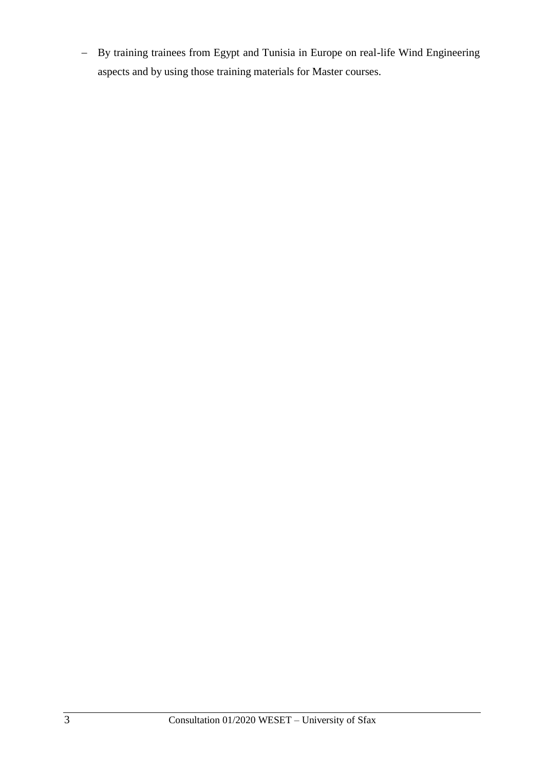- By training trainees from Egypt and Tunisia in Europe on real-life Wind Engineering aspects and by using those training materials for Master courses.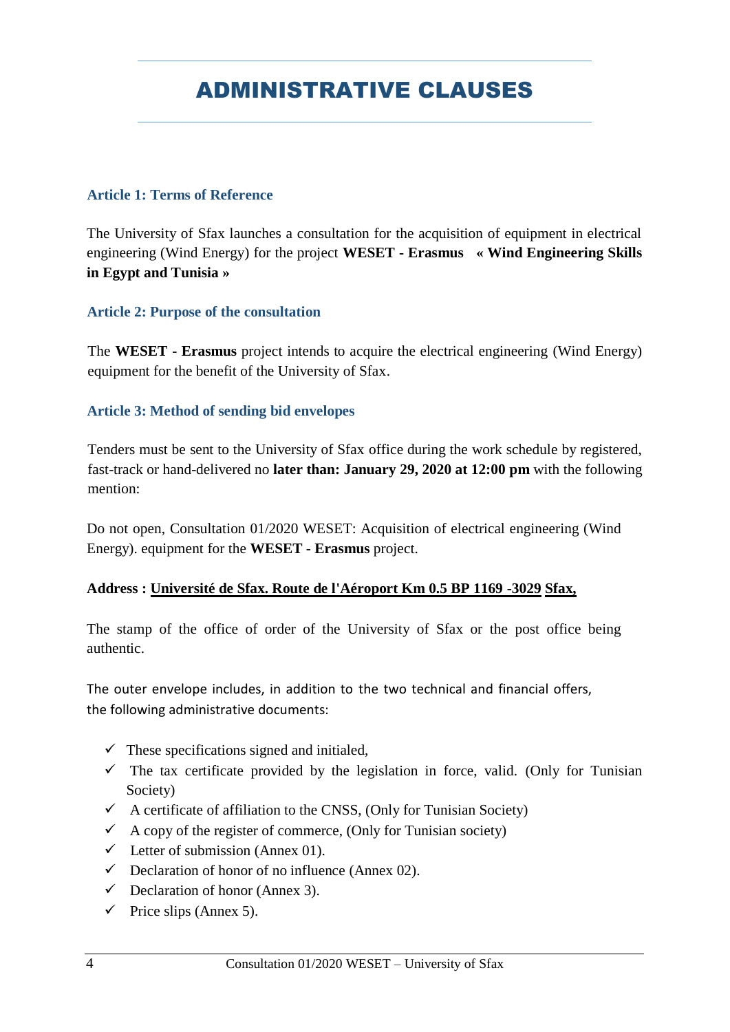# ADMINISTRATIVE CLAUSES

### Article 1: Terms of Reference

The University of Sfax launches a consultation for the acquisition of equipment in electrical engineering (Wind Energy) for the project **WESET - Erasmus « Wind Engineering Skills in Egypt and Tunisia »**

### Article 2: Purpose of the consultation

The **WESET - Erasmus** project intends to acquire the electrical engineering (Wind Energy) equipment for the benefit of the University of Sfax.

### Article 3: Method of sending bid envelopes

Tenders must be sent to the University of Sfax office during the work schedule by registered, fast-track or hand-delivered no **later than: January 29, 2020 at 12:00 pm** with the following mention:

Do not open, Consultation 01/2020 WESET: Acquisition of electrical engineering (Wind Energy). equipment for the **WESET - Erasmus** project.

**Address : Université de Sfax. Route de l'Aéroport Km 0.5 BP 1169 -3029 Sfax,**

The stamp of the office of order of the University of Sfax or the post office being authentic.

The outer envelope includes, in addition to the two technical and financial offers, the following administrative documents:

- ✓ These specifications signed and initialed,
- ✓ The tax certificate provided by the legislation in force, valid. (Only for Tunisian Society)
- ✓ A certificate of affiliation to the CNSS, (Only for Tunisian Society)
- ✓ A copy of the register of commerce, (Only for Tunisian society)
- ✓ Letter of submission (Annex 01).
- ✓ Declaration of honor of no influence (Annex 02).
- ✓ Declaration of honor (Annex 3).
- ✓ Price slips (Annex 5).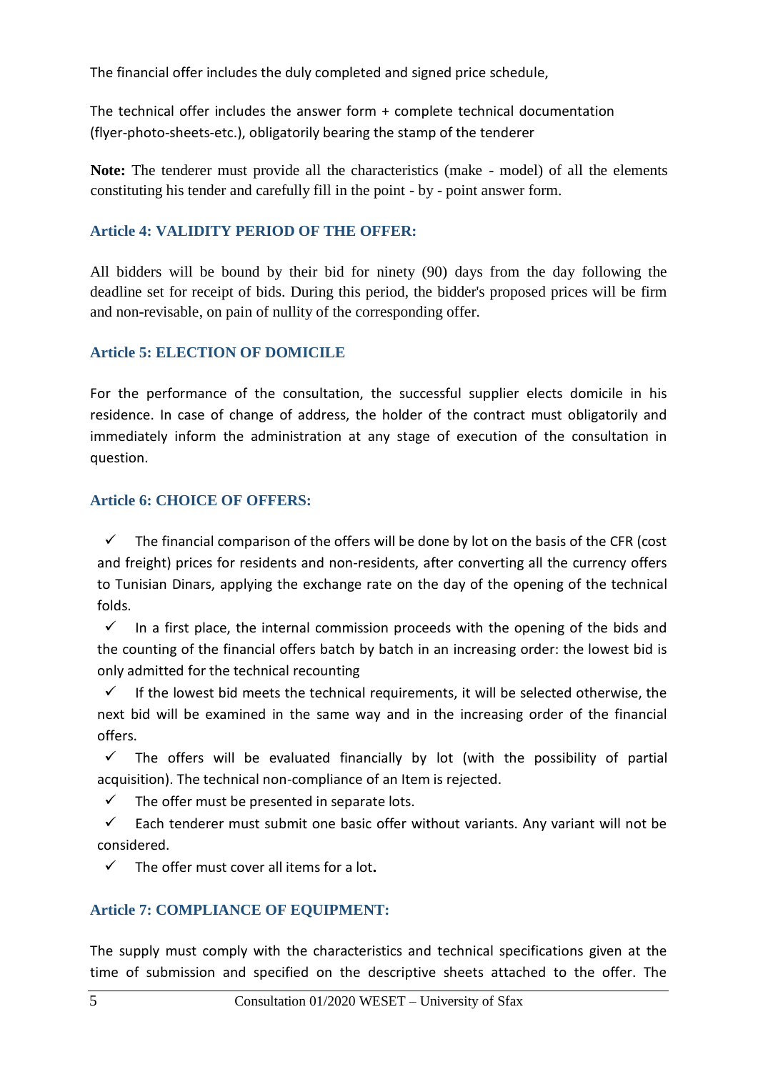The financial offer includes the duly completed and signed price schedule,

The technical offer includes the answer form + complete technical documentation (flyer-photo-sheets-etc.), obligatorily bearing the stamp of the tenderer

**Note:** The tenderer must provide all the characteristics (make - model) of all the elements constituting his tender and carefully fill in the point - by - point answer form.

## Article 4: VALIDITY PERIOD OF THE OFFER:

All bidders will be bound by their bid for ninety (90) days from the day following the deadline set for receipt of bids. During this period, the bidder's proposed prices will be firm and non-revisable, on pain of nullity of the corresponding offer.

## Article 5: ELECTION OF DOMICILE

For the performance of the consultation, the successful supplier elects domicile in his residence. In case of change of address, the holder of the contract must obligatorily and immediately inform the administration at any stage of execution of the consultation in question.

## Article 6: CHOICE OF OFFERS:

- ✓ The financial comparison of the offers will be done by lot on the basis of the CFR (cost and freight) prices for residents and non-residents, after converting all the currency offers to Tunisian Dinars, applying the exchange rate on the day of the opening of the technical folds.
- ✓ In a first place, the internal commission proceeds with the opening of the bids and the counting of the financial offers batch by batch in an increasing order: the lowest bid is only admitted for the technical recounting
- ✓ If the lowest bid meets the technical requirements, it will be selected otherwise, the next bid will be examined in the same way and in the increasing order of the financial offers.
- ✓ The offers will be evaluated financially by lot (with the possibility of partial acquisition). The technical non-compliance of an Item is rejected.
- ✓ The offer must be presented in separate lots.
- ✓ Each tenderer must submit one basic offer without variants. Any variant will not be considered.
- ✓ The offer must cover all items for a lot**.**

## Article 7: COMPLIANCE OF EQUIPMENT:

The supply must comply with the characteristics and technical specifications given at the time of submission and specified on the descriptive sheets attached to the offer. The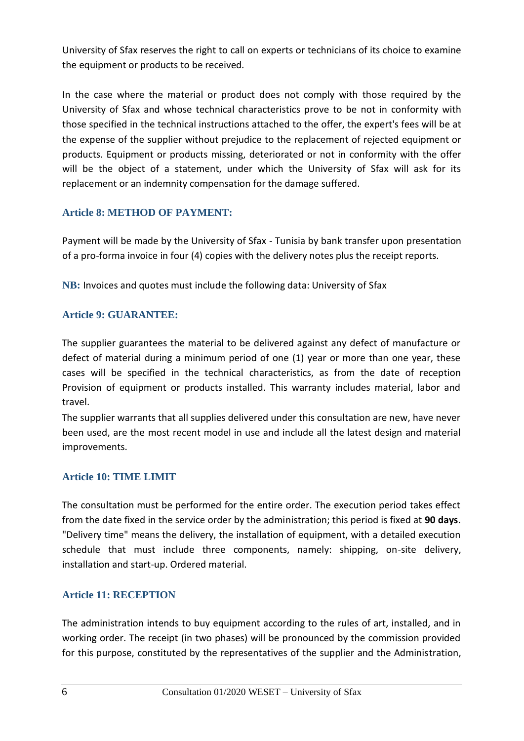University of Sfax reserves the right to call on experts or technicians of its choice to examine the equipment or products to be received.

In the case where the material or product does not comply with those required by the University of Sfax and whose technical characteristics prove to be not in conformity with those specified in the technical instructions attached to the offer, the expert's fees will be at the expense of the supplier without prejudice to the replacement of rejected equipment or products. Equipment or products missing, deteriorated or not in conformity with the offer will be the object of a statement, under which the University of Sfax will ask for its replacement or an indemnity compensation for the damage suffered.

### Article 8: METHOD OF PAYMENT:

Payment will be made by the University of Sfax - Tunisia by bank transfer upon presentation of a pro-forma invoice in four (4) copies with the delivery notes plus the receipt reports.

**NB:** Invoices and quotes must include the following data: University of Sfax

### Article 9: GUARANTEE:

The supplier guarantees the material to be delivered against any defect of manufacture or defect of material during a minimum period of one (1) year or more than one year, these cases will be specified in the technical characteristics, as from the date of reception Provision of equipment or products installed. This warranty includes material, labor and travel.

The supplier warrants that all supplies delivered under this consultation are new, have never been used, are the most recent model in use and include all the latest design and material improvements.

### Article 10: TIME LIMIT

The consultation must be performed for the entire order. The execution period takes effect from the date fixed in the service order by the administration; this period is fixed at **90 days**. "Delivery time" means the delivery, the installation of equipment, with a detailed execution schedule that must include three components, namely: shipping, on-site delivery, installation and start-up. Ordered material.

### Article 11: RECEPTION

The administration intends to buy equipment according to the rules of art, installed, and in working order. The receipt (in two phases) will be pronounced by the commission provided for this purpose, constituted by the representatives of the supplier and the Administration,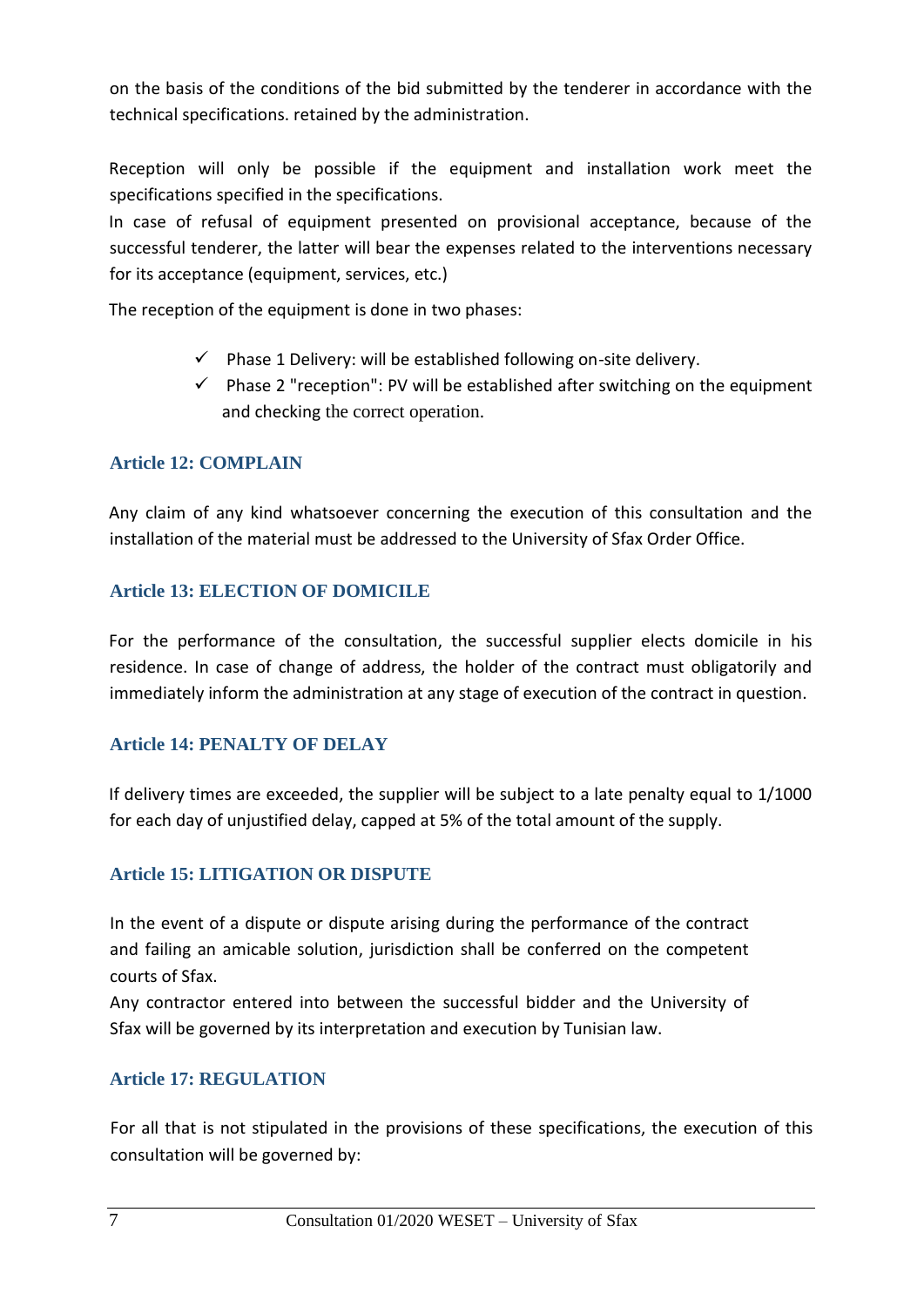on the basis of the conditions of the bid submitted by the tenderer in accordance with the technical specifications. retained by the administration.

Reception will only be possible if the equipment and installation work meet the specifications specified in the specifications.

In case of refusal of equipment presented on provisional acceptance, because of the successful tenderer, the latter will bear the expenses related to the interventions necessary for its acceptance (equipment, services, etc.)

The reception of the equipment is done in two phases:

- ✓ Phase 1 Delivery: will be established following on-site delivery.
- ✓ Phase 2 "reception": PV will be established after switching on the equipment and checking the correct operation.

### Article 12: COMPLAIN

Any claim of any kind whatsoever concerning the execution of this consultation and the installation of the material must be addressed to the University of Sfax Order Office.

### Article 13: ELECTION OF DOMICILE

For the performance of the consultation, the successful supplier elects domicile in his residence. In case of change of address, the holder of the contract must obligatorily and immediately inform the administration at any stage of execution of the contract in question.

### Article 14: PENALTY OF DELAY

If delivery times are exceeded, the supplier will be subject to a late penalty equal to 1/1000 for each day of unjustified delay, capped at 5% of the total amount of the supply.

### Article 15: LITIGATION OR DISPUTE

In the event of a dispute or dispute arising during the performance of the contract and failing an amicable solution, jurisdiction shall be conferred on the competent courts of Sfax.

Any contractor entered into between the successful bidder and the University of Sfax will be governed by its interpretation and execution by Tunisian law.

### Article 17: REGULATION

For all that is not stipulated in the provisions of these specifications, the execution of this consultation will be governed by: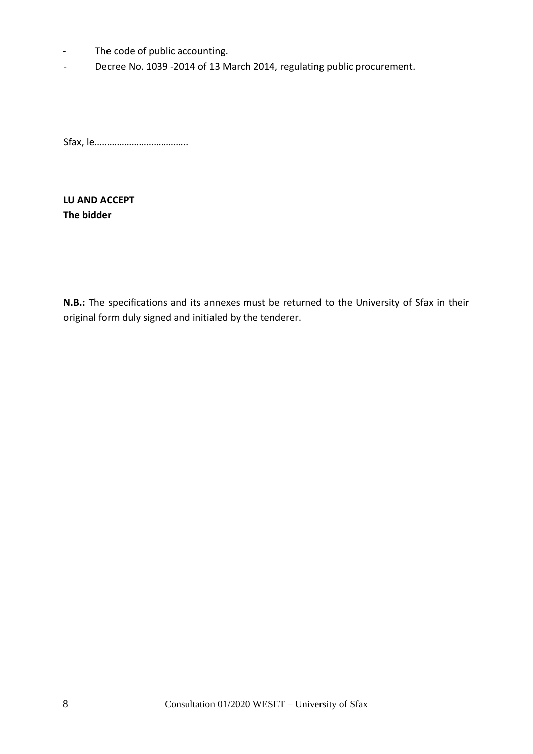- The code of public accounting.
- Decree No. 1039 -2014 of 13 March 2014, regulating public procurement.

Sfax, le………………………………..

**LU AND ACCEPT**
**The bidder**

**N.B.:** The specifications and its annexes must be returned to the University of Sfax in their original form duly signed and initialed by the tenderer.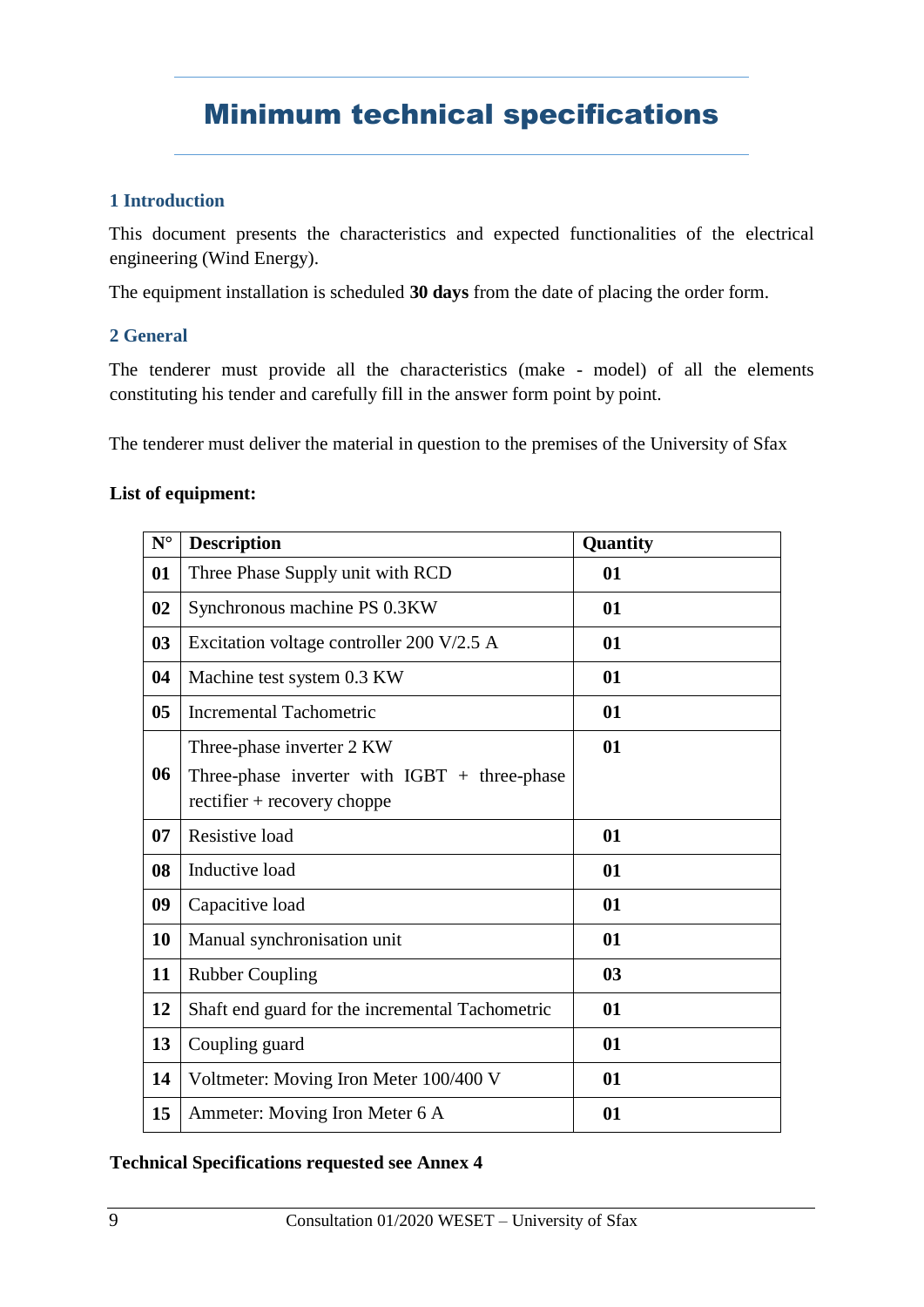# Minimum technical specifications

## 1 Introduction

This document presents the characteristics and expected functionalities of the electrical engineering (Wind Energy).

The equipment installation is scheduled **30 days** from the date of placing the order form.

## 2 General

The tenderer must provide all the characteristics (make - model) of all the elements constituting his tender and carefully fill in the answer form point by point.

The tenderer must deliver the material in question to the premises of the University of Sfax

**List of equipment:**

| N° | Description | Quantity |
|---|---|---|
| **01** | Three Phase Supply unit with RCD | **01** |
| **02** | Synchronous machine PS 0.3KW | **01** |
| **03** | Excitation voltage controller 200 V/2.5 A | **01** |
| **04** | Machine test system 0.3 KW | **01** |
| **05** | Incremental Tachometric | **01** |
| **06** | Three-phase inverter 2 KW<br>Three-phase inverter with IGBT + three-phase rectifier + recovery choppe | **01** |
| **07** | Resistive load | **01** |
| **08** | Inductive load | **01** |
| **09** | Capacitive load | **01** |
| **10** | Manual synchronisation unit | **01** |
| **11** | Rubber Coupling | **03** |
| **12** | Shaft end guard for the incremental Tachometric | **01** |
| **13** | Coupling guard | **01** |
| **14** | Voltmeter: Moving Iron Meter 100/400 V | **01** |
| **15** | Ammeter: Moving Iron Meter 6 A | **01** |

**Technical Specifications requested see Annex 4**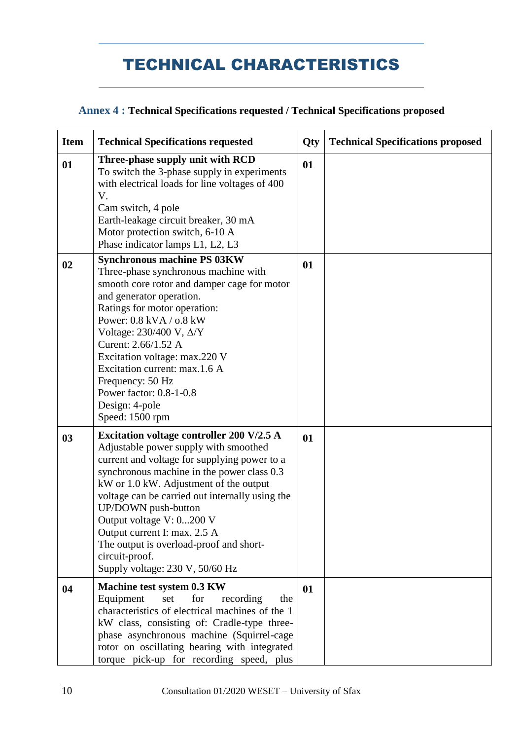# TECHNICAL CHARACTERISTICS

**Annex 4 : Technical Specifications requested / Technical Specifications proposed**

| Item | Technical Specifications requested | Qty | Technical Specifications proposed |
|---|---|---|---|
| **01** | **Three-phase supply unit with RCD**<br>To switch the 3-phase supply in experiments with electrical loads for line voltages of 400 V.<br>Cam switch, 4 pole<br>Earth-leakage circuit breaker, 30 mA<br>Motor protection switch, 6-10 A<br>Phase indicator lamps L1, L2, L3 | **01** | |
| **02** | **Synchronous machine PS 03KW**<br>Three-phase synchronous machine with smooth core rotor and damper cage for motor and generator operation.<br>Ratings for motor operation:<br>Power: 0.8 kVA / o.8 kW<br>Voltage: 230/400 V, Δ/Y<br>Curent: 2.66/1.52 A<br>Excitation voltage: max.220 V<br>Excitation current: max.1.6 A<br>Frequency: 50 Hz<br>Power factor: 0.8-1-0.8<br>Design: 4-pole<br>Speed: 1500 rpm | **01** | |
| **03** | **Excitation voltage controller 200 V/2.5 A**<br>Adjustable power supply with smoothed current and voltage for supplying power to a synchronous machine in the power class 0.3 kW or 1.0 kW. Adjustment of the output voltage can be carried out internally using the UP/DOWN push-button<br>Output voltage V: 0...200 V<br>Output current I: max. 2.5 A<br>The output is overload-proof and short-circuit-proof.<br>Supply voltage: 230 V, 50/60 Hz | **01** | |
| **04** | **Machine test system 0.3 KW**<br>Equipment set for recording the characteristics of electrical machines of the 1 kW class, consisting of: Cradle-type three-phase asynchronous machine (Squirrel-cage rotor on oscillating bearing with integrated torque pick-up for recording speed, plus | **01** | |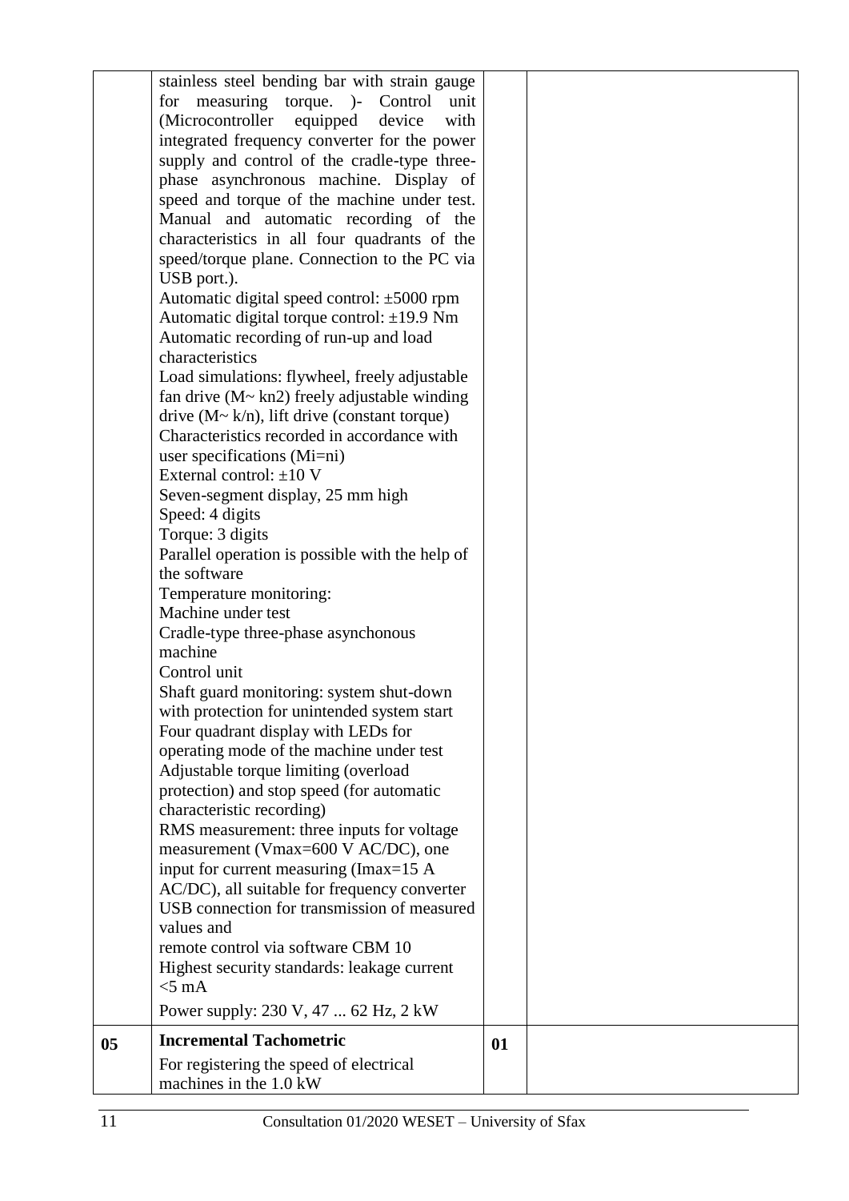| | | | |
|---|---|---|---|
| | stainless steel bending bar with strain gauge for measuring torque. )- Control unit (Microcontroller equipped device with integrated frequency converter for the power supply and control of the cradle-type three-phase asynchronous machine. Display of speed and torque of the machine under test. Manual and automatic recording of the characteristics in all four quadrants of the speed/torque plane. Connection to the PC via USB port.).<br>Automatic digital speed control: ±5000 rpm<br>Automatic digital torque control: ±19.9 Nm<br>Automatic recording of run-up and load characteristics<br>Load simulations: flywheel, freely adjustable fan drive (M~ kn2) freely adjustable winding drive (M~ k/n), lift drive (constant torque)<br>Characteristics recorded in accordance with user specifications (Mi=ni)<br>External control: ±10 V<br>Seven-segment display, 25 mm high<br>Speed: 4 digits<br>Torque: 3 digits<br>Parallel operation is possible with the help of the software<br>Temperature monitoring:<br>Machine under test<br>Cradle-type three-phase asynchonous machine<br>Control unit<br>Shaft guard monitoring: system shut-down with protection for unintended system start<br>Four quadrant display with LEDs for operating mode of the machine under test<br>Adjustable torque limiting (overload protection) and stop speed (for automatic characteristic recording)<br>RMS measurement: three inputs for voltage measurement (Vmax=600 V AC/DC), one input for current measuring (Imax=15 A AC/DC), all suitable for frequency converter<br>USB connection for transmission of measured values and<br>remote control via software CBM 10<br>Highest security standards: leakage current <5 mA<br>Power supply: 230 V, 47 ... 62 Hz, 2 kW | | |
| **05** | **Incremental Tachometric**<br>For registering the speed of electrical machines in the 1.0 kW | **01** | |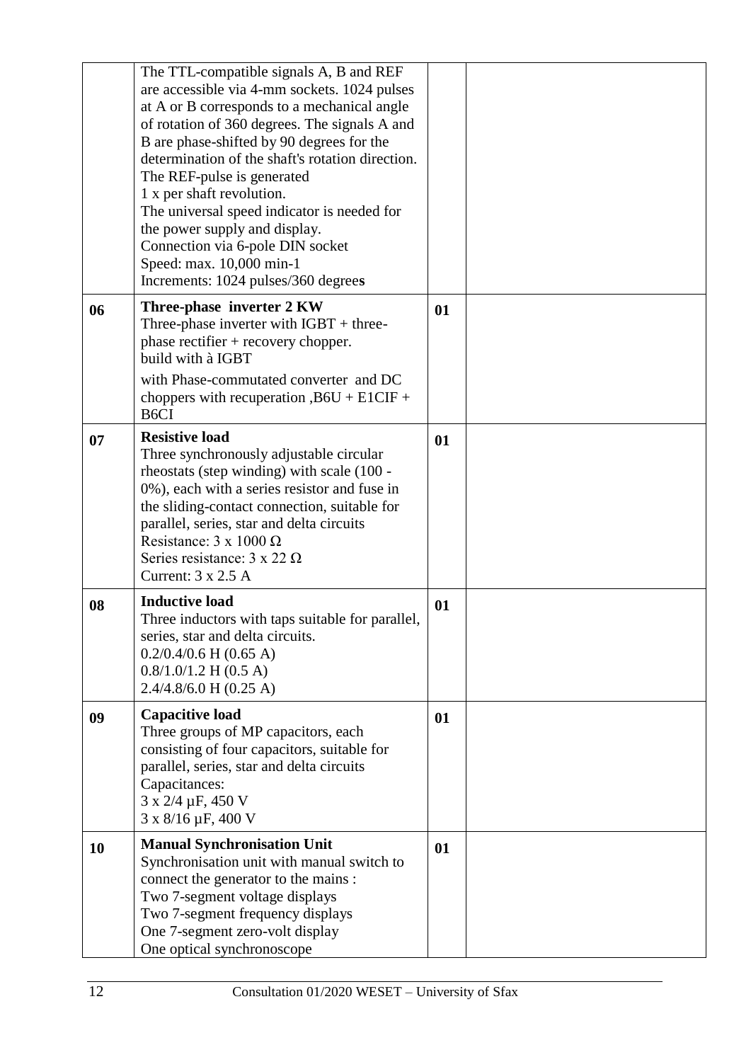| | | | |
|---|---|---|---|
| | The TTL-compatible signals A, B and REF are accessible via 4-mm sockets. 1024 pulses at A or B corresponds to a mechanical angle of rotation of 360 degrees. The signals A and B are phase-shifted by 90 degrees for the determination of the shaft's rotation direction.<br>The REF-pulse is generated<br>1 x per shaft revolution.<br>The universal speed indicator is needed for the power supply and display.<br>Connection via 6-pole DIN socket<br>Speed: max. 10,000 min-1<br>Increments: 1024 pulses/360 degrees | | |
| **06** | **Three-phase inverter 2 KW**<br>Three-phase inverter with IGBT + three-phase rectifier + recovery chopper.<br>build with à IGBT<br>with Phase-commutated converter and DC choppers with recuperation ,B6U + E1CIF + B6CI | **01** | |
| **07** | **Resistive load**<br>Three synchronously adjustable circular rheostats (step winding) with scale (100 - 0%), each with a series resistor and fuse in the sliding-contact connection, suitable for parallel, series, star and delta circuits<br>Resistance: 3 x 1000 Ω<br>Series resistance: 3 x 22 Ω<br>Current: 3 x 2.5 A | **01** | |
| **08** | **Inductive load**<br>Three inductors with taps suitable for parallel, series, star and delta circuits.<br>0.2/0.4/0.6 H (0.65 A)<br>0.8/1.0/1.2 H (0.5 A)<br>2.4/4.8/6.0 H (0.25 A) | **01** | |
| **09** | **Capacitive load**<br>Three groups of MP capacitors, each consisting of four capacitors, suitable for parallel, series, star and delta circuits<br>Capacitances:<br>3 x 2/4 µF, 450 V<br>3 x 8/16 µF, 400 V | **01** | |
| **10** | **Manual Synchronisation Unit**<br>Synchronisation unit with manual switch to connect the generator to the mains :<br>Two 7-segment voltage displays<br>Two 7-segment frequency displays<br>One 7-segment zero-volt display<br>One optical synchronoscope | **01** | |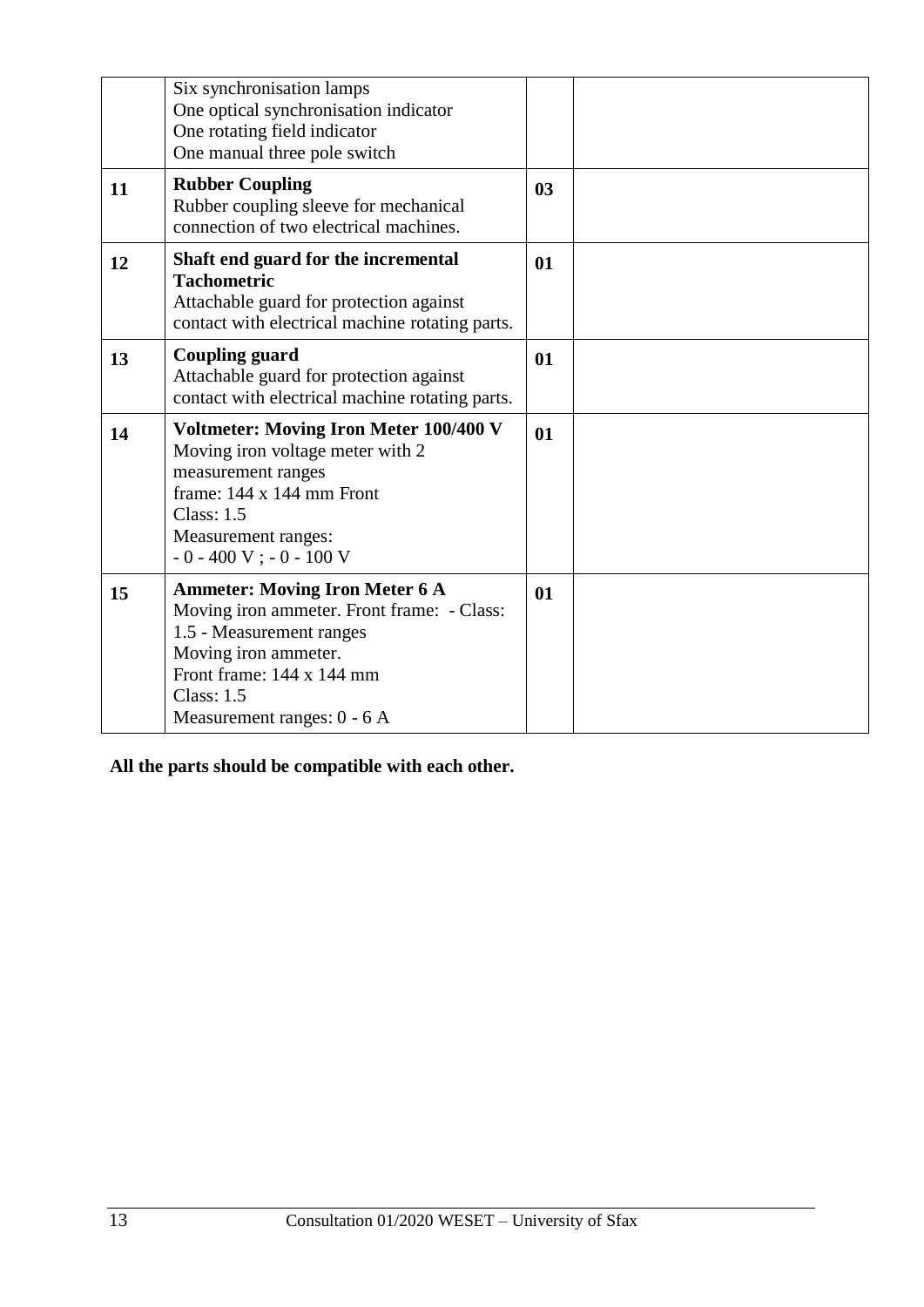| | | | |
|---|---|---|---|
| | Six synchronisation lamps<br>One optical synchronisation indicator<br>One rotating field indicator<br>One manual three pole switch | | |
| **11** | **Rubber Coupling**<br>Rubber coupling sleeve for mechanical connection of two electrical machines. | **03** | |
| **12** | **Shaft end guard for the incremental Tachometric**<br>Attachable guard for protection against contact with electrical machine rotating parts. | **01** | |
| **13** | **Coupling guard**<br>Attachable guard for protection against contact with electrical machine rotating parts. | **01** | |
| **14** | **Voltmeter: Moving Iron Meter 100/400 V**<br>Moving iron voltage meter with 2 measurement ranges<br>frame: 144 x 144 mm Front<br>Class: 1.5<br>Measurement ranges:<br>- 0 - 400 V ; - 0 - 100 V | **01** | |
| **15** | **Ammeter: Moving Iron Meter 6 A**<br>Moving iron ammeter. Front frame: - Class: 1.5 - Measurement ranges<br>Moving iron ammeter.<br>Front frame: 144 x 144 mm<br>Class: 1.5<br>Measurement ranges: 0 - 6 A | **01** | |

**All the parts should be compatible with each other.**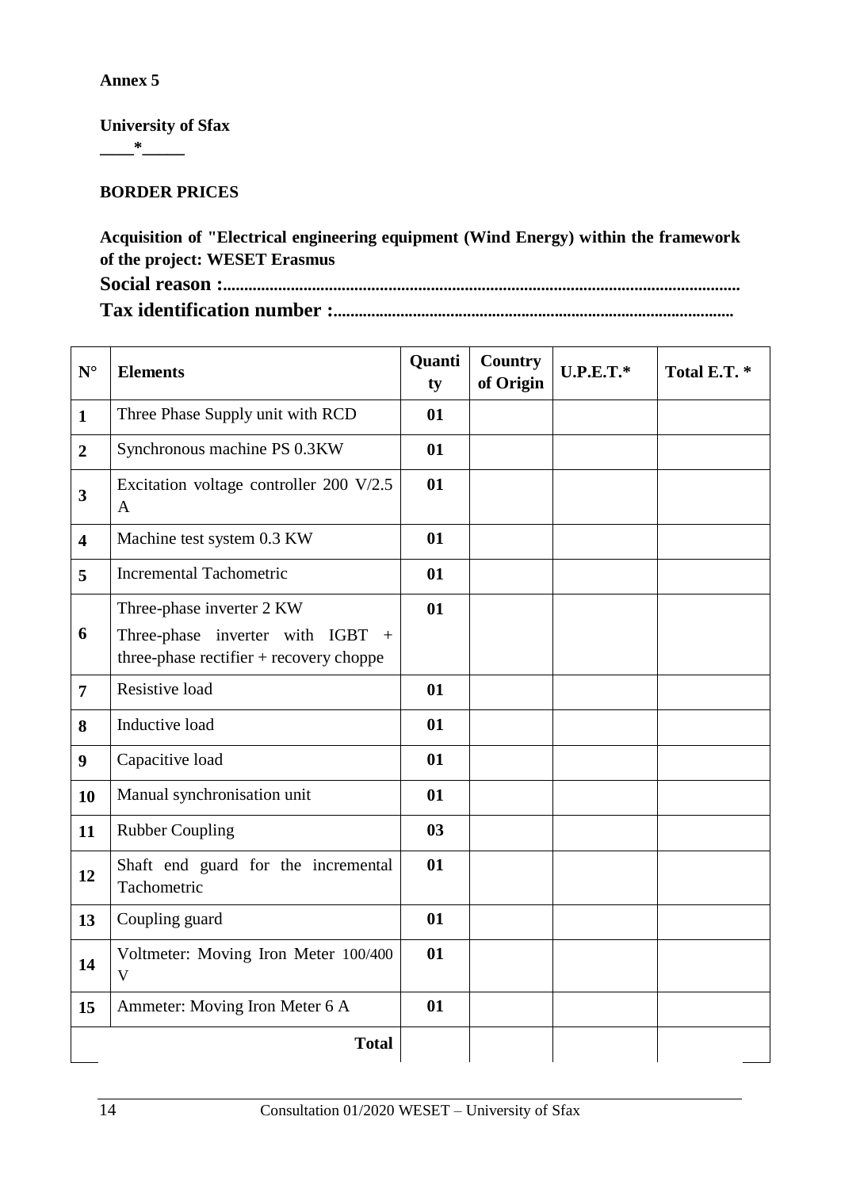**Annex 5**

**University of Sfax**

**____*_____**

**BORDER PRICES**

**Acquisition of "Electrical engineering equipment (Wind Energy) within the framework of the project: WESET Erasmus**

**Social reason :........................................................................................................................**

**Tax identification number :............................................................................................**

| N° | Elements | Quantity | Country of Origin | U.P.E.T.* | Total E.T. * |
|---|---|---|---|---|---|
| **1** | Three Phase Supply unit with RCD | **01** | | | |
| **2** | Synchronous machine PS 0.3KW | **01** | | | |
| **3** | Excitation voltage controller 200 V/2.5 A | **01** | | | |
| **4** | Machine test system 0.3 KW | **01** | | | |
| **5** | Incremental Tachometric | **01** | | | |
| **6** | Three-phase inverter 2 KW<br>Three-phase inverter with IGBT + three-phase rectifier + recovery choppe | **01** | | | |
| **7** | Resistive load | **01** | | | |
| **8** | Inductive load | **01** | | | |
| **9** | Capacitive load | **01** | | | |
| **10** | Manual synchronisation unit | **01** | | | |
| **11** | Rubber Coupling | **03** | | | |
| **12** | Shaft end guard for the incremental Tachometric | **01** | | | |
| **13** | Coupling guard | **01** | | | |
| **14** | Voltmeter: Moving Iron Meter 100/400 V | **01** | | | |
| **15** | Ammeter: Moving Iron Meter 6 A | **01** | | | |
| | **Total** | | | | |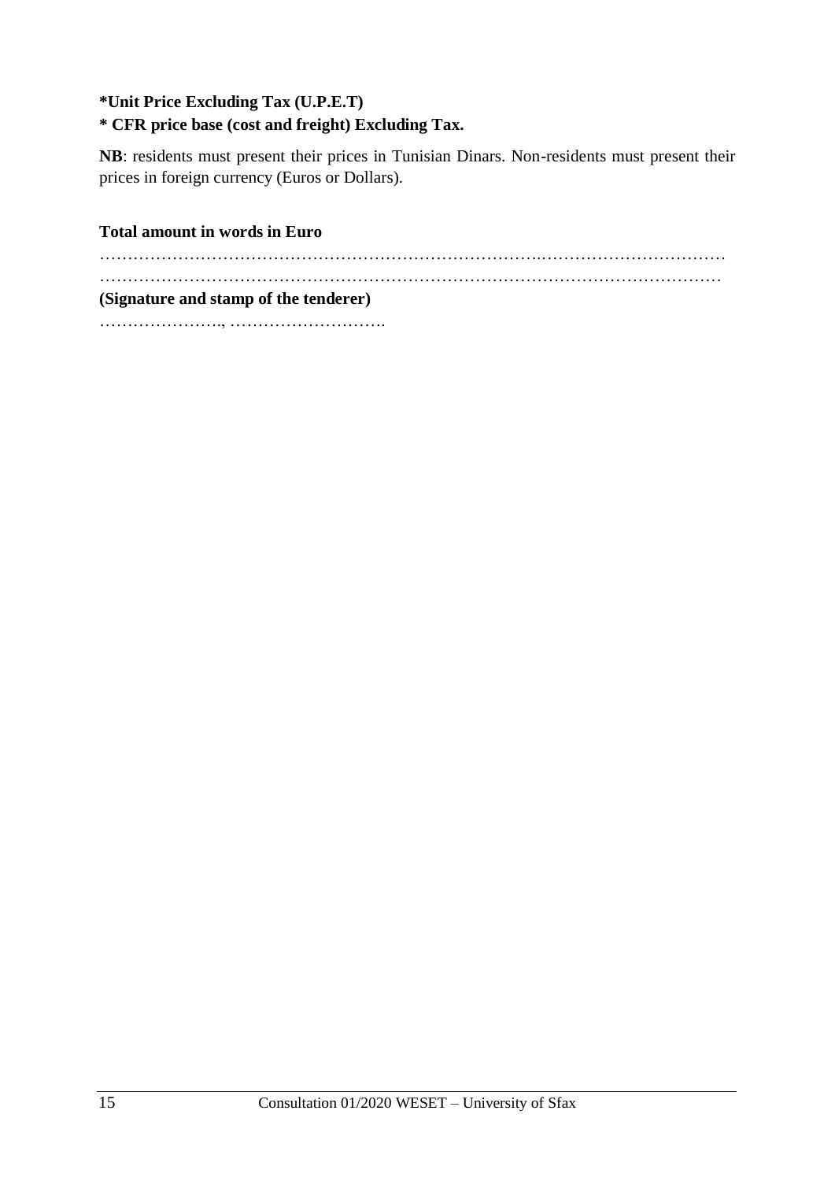**\*Unit Price Excluding Tax (U.P.E.T)**

**\* CFR price base (cost and freight) Excluding Tax.**

**NB**: residents must present their prices in Tunisian Dinars. Non-residents must present their prices in foreign currency (Euros or Dollars).

**Total amount in words in Euro**

…………………………………………………………………..……………………………

………………………………………………………………………………………………

**(Signature and stamp of the tenderer)**

…………………., ……………………….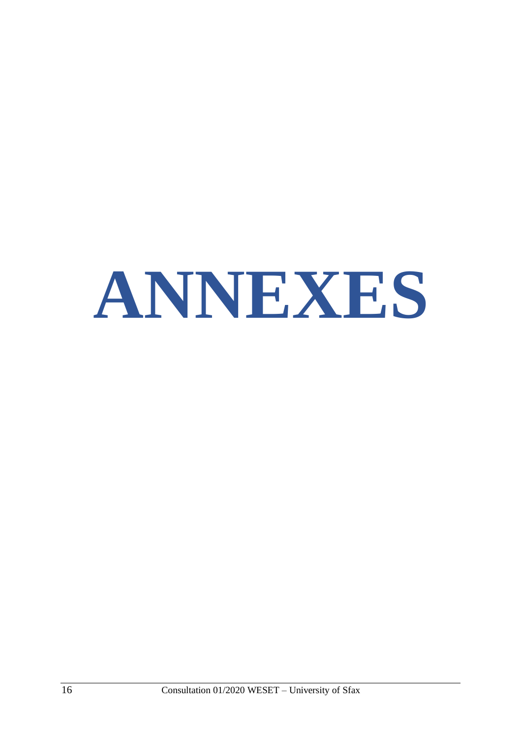# ANNEXES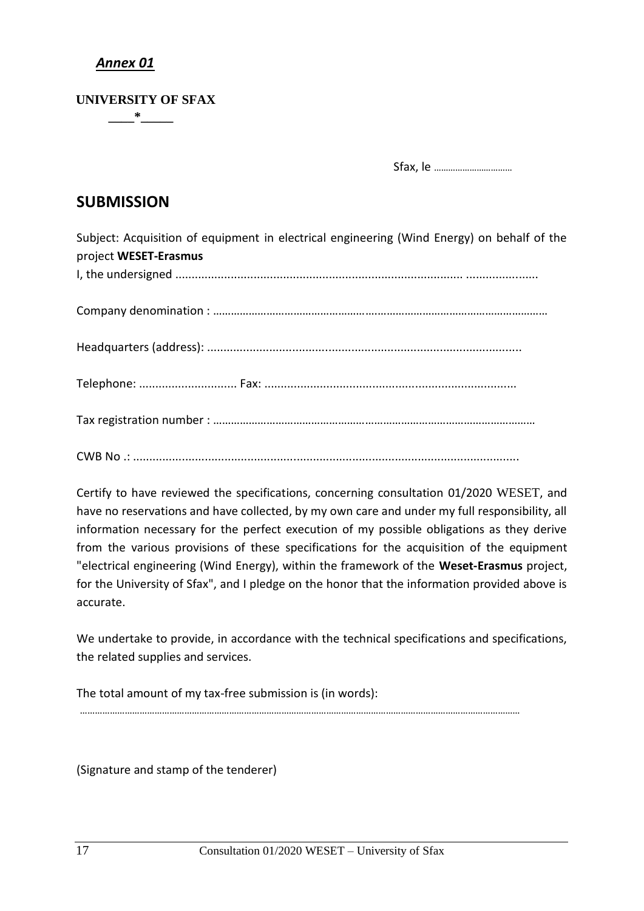***Annex 01***

**UNIVERSITY OF SFAX**

____*_____

Sfax, le ................................

# SUBMISSION

Subject: Acquisition of equipment in electrical engineering (Wind Energy) on behalf of the project **WESET-Erasmus**

I, the undersigned .......................................................................................... ......................

Company denomination : ……………………………………………………………………………………………………

Headquarters (address): ...............................................................................................

Telephone: .............................. Fax: ............................................................................

Tax registration number : ………………………………………………………………………………………………

CWB No .: ....................................................................................................................

Certify to have reviewed the specifications, concerning consultation 01/2020 WESET, and have no reservations and have collected, by my own care and under my full responsibility, all information necessary for the perfect execution of my possible obligations as they derive from the various provisions of these specifications for the acquisition of the equipment "electrical engineering (Wind Energy), within the framework of the **Weset-Erasmus** project, for the University of Sfax", and I pledge on the honor that the information provided above is accurate.

We undertake to provide, in accordance with the technical specifications and specifications, the related supplies and services.

The total amount of my tax-free submission is (in words):

…………………………………………………………………………………………………………………………………………………

(Signature and stamp of the tenderer)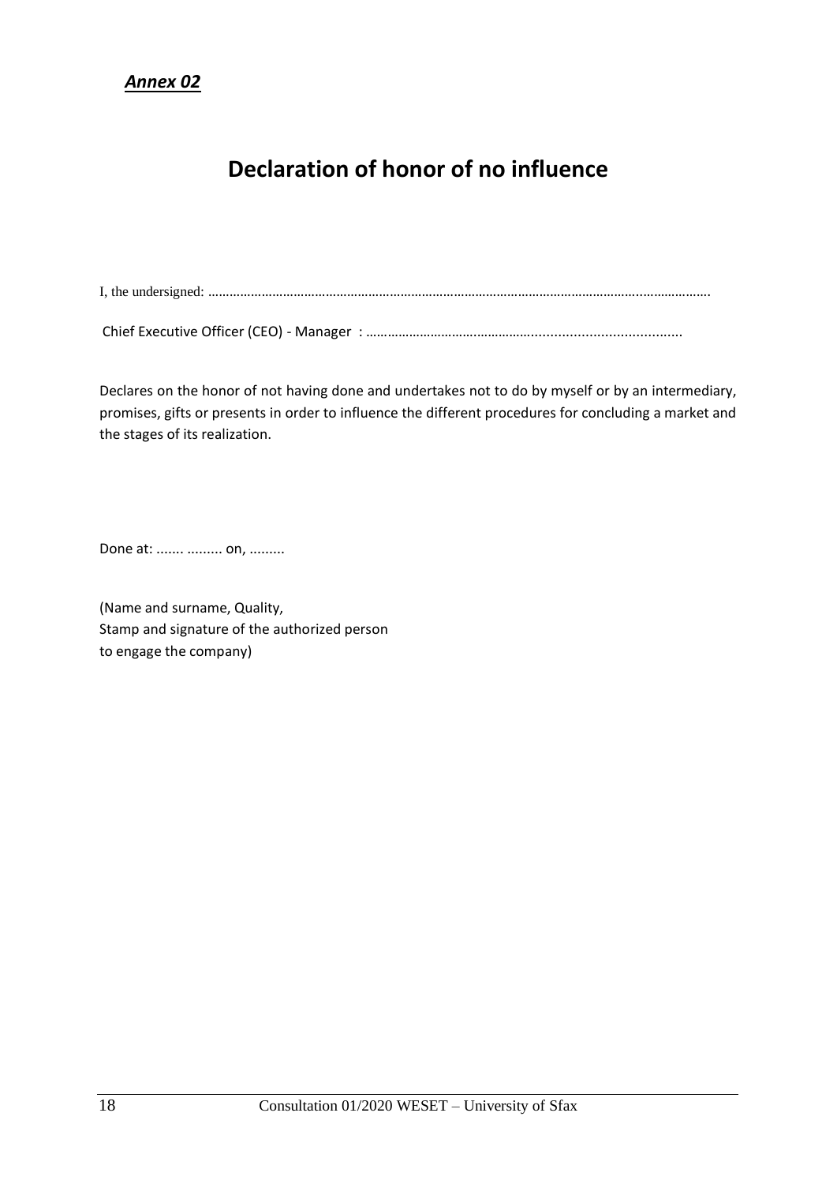***Annex 02***

# Declaration of honor of no influence

I, the undersigned: ..........................................................................................................................................

Chief Executive Officer (CEO) - Manager : ...................................................................................

Declares on the honor of not having done and undertakes not to do by myself or by an intermediary, promises, gifts or presents in order to influence the different procedures for concluding a market and the stages of its realization.

Done at: ....... ......... on, .........

(Name and surname, Quality,
Stamp and signature of the authorized person
to engage the company)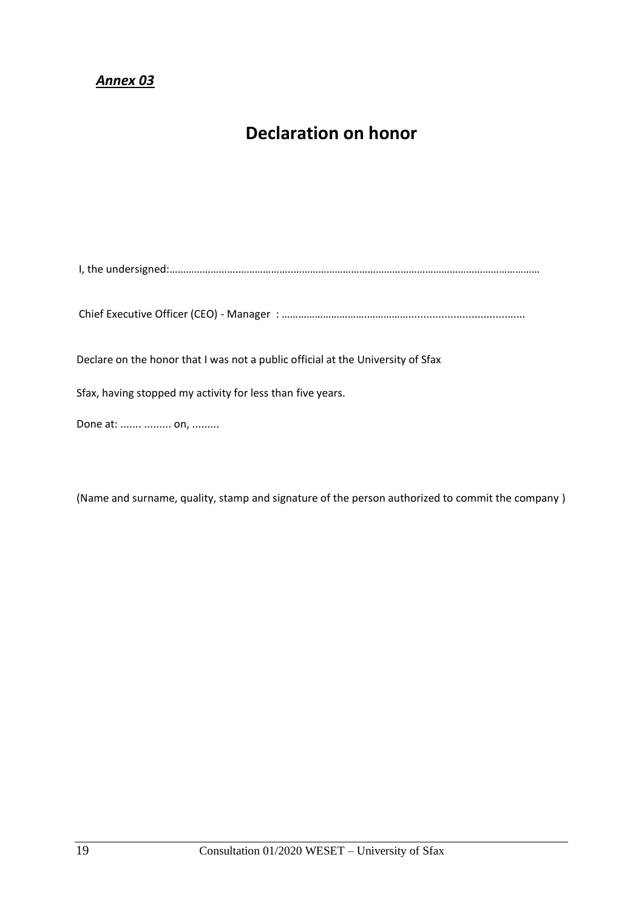***Annex 03***

# Declaration on honor

I, the undersigned:…………………………………………………………………………………………………………………………

Chief Executive Officer (CEO) - Manager : ……………………………………………........................................

Declare on the honor that I was not a public official at the University of Sfax

Sfax, having stopped my activity for less than five years.

Done at: ....... ......... on, .........

(Name and surname, quality, stamp and signature of the person authorized to commit the company )